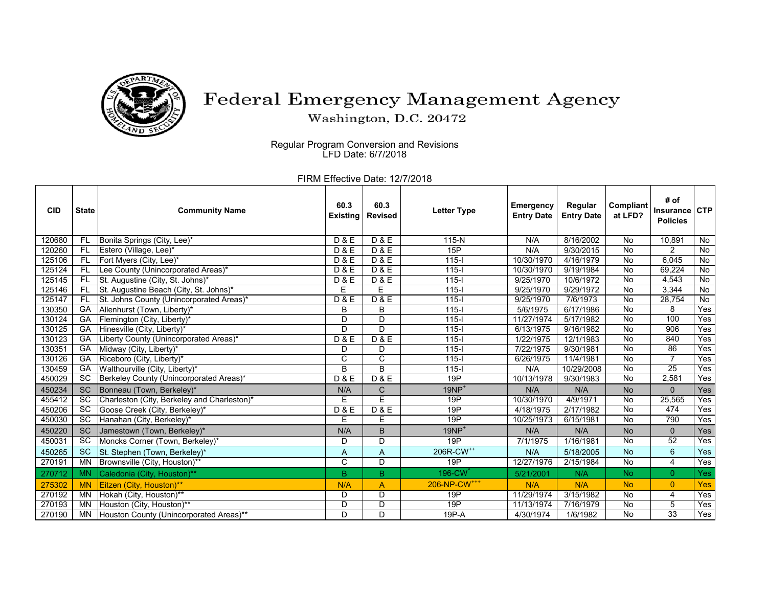# Federal Emergency Management Agency

Washington, D.C. 20472

Regular Program Conversion and Revisions
LFD Date: 6/7/2018

FIRM Effective Date: 12/7/2018

| CID | State | Community Name | 60.3 Existing | 60.3 Revised | Letter Type | Emergency Entry Date | Regular Entry Date | Compliant at LFD? | # of Insurance Policies | CTP |
|---|---|---|---|---|---|---|---|---|---|---|
| 120680 | FL | Bonita Springs (City, Lee)* | D & E | D & E | 115-N | N/A | 8/16/2002 | No | 10,891 | No |
| 120260 | FL | Estero (Village, Lee)* | D & E | D & E | 15P | N/A | 9/30/2015 | No | 2 | No |
| 125106 | FL | Fort Myers (City, Lee)* | D & E | D & E | 115-I | 10/30/1970 | 4/16/1979 | No | 6,045 | No |
| 125124 | FL | Lee County (Unincorporated Areas)* | D & E | D & E | 115-I | 10/30/1970 | 9/19/1984 | No | 69,224 | No |
| 125145 | FL | St. Augustine (City, St. Johns)* | D & E | D & E | 115-I | 9/25/1970 | 10/6/1972 | No | 4,543 | No |
| 125146 | FL | St. Augustine Beach (City, St. Johns)* | E | E | 115-I | 9/25/1970 | 9/29/1972 | No | 3,344 | No |
| 125147 | FL | St. Johns County (Unincorporated Areas)* | D & E | D & E | 115-I | 9/25/1970 | 7/6/1973 | No | 28,754 | No |
| 130350 | GA | Allenhurst (Town, Liberty)* | B | B | 115-I | 5/6/1975 | 6/17/1986 | No | 8 | Yes |
| 130124 | GA | Flemington (City, Liberty)* | D | D | 115-I | 11/27/1974 | 5/17/1982 | No | 100 | Yes |
| 130125 | GA | Hinesville (City, Liberty)* | D | D | 115-I | 6/13/1975 | 9/16/1982 | No | 906 | Yes |
| 130123 | GA | Liberty County (Unincorporated Areas)* | D & E | D & E | 115-I | 1/22/1975 | 12/1/1983 | No | 840 | Yes |
| 130351 | GA | Midway (City, Liberty)* | D | D | 115-I | 7/22/1975 | 9/30/1981 | No | 86 | Yes |
| 130126 | GA | Riceboro (City, Liberty)* | C | C | 115-I | 6/26/1975 | 11/4/1981 | No | 7 | Yes |
| 130459 | GA | Walthourville (City, Liberty)* | B | B | 115-I | N/A | 10/29/2008 | No | 25 | Yes |
| 450029 | SC | Berkeley County (Unincorporated Areas)* | D & E | D & E | 19P | 10/13/1978 | 9/30/1983 | No | 2,581 | Yes |
| 450234 | SC | Bonneau (Town, Berkeley)* | N/A | C | 19NP+ | N/A | N/A | No | 0 | Yes |
| 455412 | SC | Charleston (City, Berkeley and Charleston)* | E | E | 19P | 10/30/1970 | 4/9/1971 | No | 25,565 | Yes |
| 450206 | SC | Goose Creek (City, Berkeley)* | D & E | D & E | 19P | 4/18/1975 | 2/17/1982 | No | 474 | Yes |
| 450030 | SC | Hanahan (City, Berkeley)* | E | E | 19P | 10/25/1973 | 6/15/1981 | No | 790 | Yes |
| 450220 | SC | Jamestown (Town, Berkeley)* | N/A | B | 19NP+ | N/A | N/A | No | 0 | Yes |
| 450031 | SC | Moncks Corner (Town, Berkeley)* | D | D | 19P | 7/1/1975 | 1/16/1981 | No | 52 | Yes |
| 450265 | SC | St. Stephen (Town, Berkeley)* | A | A | 206R-CW++ | N/A | 5/18/2005 | No | 6 | Yes |
| 270191 | MN | Brownsville (City, Houston)** | C | D | 19P | 12/27/1976 | 2/15/1984 | No | 4 | Yes |
| 270712 | MN | Caledonia (City, Houston)** | B | B | 196-CW^ | 5/21/2001 | N/A | No | 0 | Yes |
| 275302 | MN | Eitzen (City, Houston)** | N/A | A | 206-NP-CW+++ | N/A | N/A | No | 0 | Yes |
| 270192 | MN | Hokah (City, Houston)** | D | D | 19P | 11/29/1974 | 3/15/1982 | No | 4 | Yes |
| 270193 | MN | Houston (City, Houston)** | D | D | 19P | 11/13/1974 | 7/16/1979 | No | 5 | Yes |
| 270190 | MN | Houston County (Unincorporated Areas)** | D | D | 19P-A | 4/30/1974 | 1/6/1982 | No | 33 | Yes |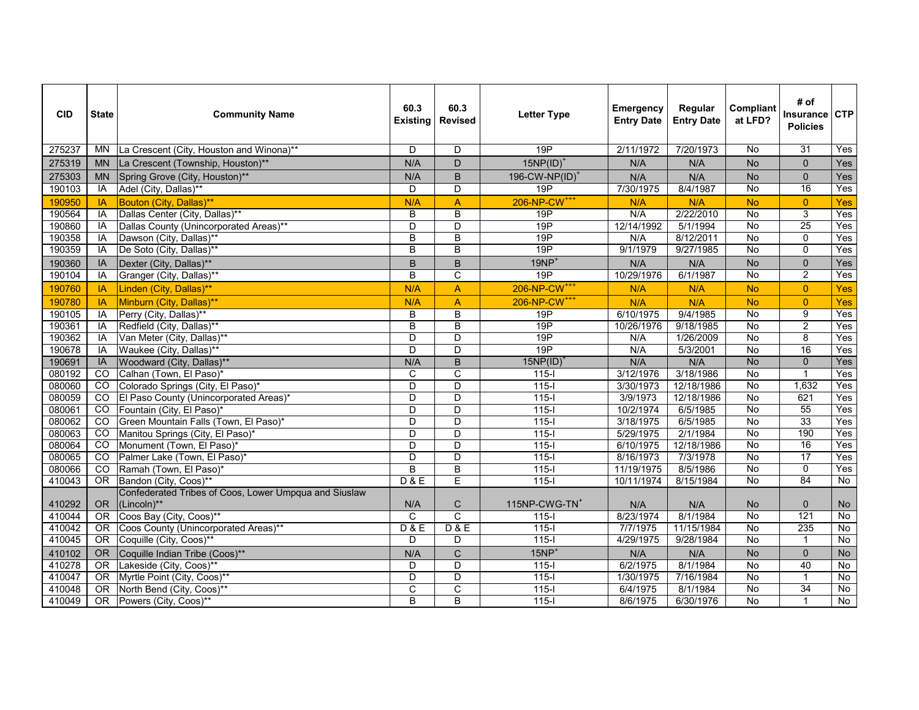| CID | State | Community Name | 60.3 Existing | 60.3 Revised | Letter Type | Emergency Entry Date | Regular Entry Date | Compliant at LFD? | # of Insurance Policies | CTP |
|---|---|---|---|---|---|---|---|---|---|---|
| 275237 | MN | La Crescent (City, Houston and Winona)** | D | D | 19P | 2/11/1972 | 7/20/1973 | No | 31 | Yes |
| 275319 | MN | La Crescent (Township, Houston)** | N/A | D | 15NP(ID)+ | N/A | N/A | No | 0 | Yes |
| 275303 | MN | Spring Grove (City, Houston)** | N/A | B | 196-CW-NP(ID)+ | N/A | N/A | No | 0 | Yes |
| 190103 | IA | Adel (City, Dallas)** | D | D | 19P | 7/30/1975 | 8/4/1987 | No | 16 | Yes |
| 190950 | IA | Bouton (City, Dallas)** | N/A | A | 206-NP-CW+++ | N/A | N/A | No | 0 | Yes |
| 190564 | IA | Dallas Center (City, Dallas)** | B | B | 19P | N/A | 2/22/2010 | No | 3 | Yes |
| 190860 | IA | Dallas County (Unincorporated Areas)** | D | D | 19P | 12/14/1992 | 5/1/1994 | No | 25 | Yes |
| 190358 | IA | Dawson (City, Dallas)** | B | B | 19P | N/A | 8/12/2011 | No | 0 | Yes |
| 190359 | IA | De Soto (City, Dallas)** | B | B | 19P | 9/1/1979 | 9/27/1985 | No | 0 | Yes |
| 190360 | IA | Dexter (City, Dallas)** | B | B | 19NP+ | N/A | N/A | No | 0 | Yes |
| 190104 | IA | Granger (City, Dallas)** | B | C | 19P | 10/29/1976 | 6/1/1987 | No | 2 | Yes |
| 190760 | IA | Linden (City, Dallas)** | N/A | A | 206-NP-CW+++ | N/A | N/A | No | 0 | Yes |
| 190780 | IA | Minburn (City, Dallas)** | N/A | A | 206-NP-CW+++ | N/A | N/A | No | 0 | Yes |
| 190105 | IA | Perry (City, Dallas)** | B | B | 19P | 6/10/1975 | 9/4/1985 | No | 9 | Yes |
| 190361 | IA | Redfield (City, Dallas)** | B | B | 19P | 10/26/1976 | 9/18/1985 | No | 2 | Yes |
| 190362 | IA | Van Meter (City, Dallas)** | D | D | 19P | N/A | 1/26/2009 | No | 8 | Yes |
| 190678 | IA | Waukee (City, Dallas)** | D | D | 19P | N/A | 5/3/2001 | No | 16 | Yes |
| 190691 | IA | Woodward (City, Dallas)** | N/A | B | 15NP(ID)+ | N/A | N/A | No | 0 | Yes |
| 080192 | CO | Calhan (Town, El Paso)* | C | C | 115-I | 3/12/1976 | 3/18/1986 | No | 1 | Yes |
| 080060 | CO | Colorado Springs (City, El Paso)* | D | D | 115-I | 3/30/1973 | 12/18/1986 | No | 1,632 | Yes |
| 080059 | CO | El Paso County (Unincorporated Areas)* | D | D | 115-I | 3/9/1973 | 12/18/1986 | No | 621 | Yes |
| 080061 | CO | Fountain (City, El Paso)* | D | D | 115-I | 10/2/1974 | 6/5/1985 | No | 55 | Yes |
| 080062 | CO | Green Mountain Falls (Town, El Paso)* | D | D | 115-I | 3/18/1975 | 6/5/1985 | No | 33 | Yes |
| 080063 | CO | Manitou Springs (City, El Paso)* | D | D | 115-I | 5/29/1975 | 2/1/1984 | No | 190 | Yes |
| 080064 | CO | Monument (Town, El Paso)* | D | D | 115-I | 6/10/1975 | 12/18/1986 | No | 16 | Yes |
| 080065 | CO | Palmer Lake (Town, El Paso)* | D | D | 115-I | 8/16/1973 | 7/3/1978 | No | 17 | Yes |
| 080066 | CO | Ramah (Town, El Paso)* | B | B | 115-I | 11/19/1975 | 8/5/1986 | No | 0 | Yes |
| 410043 | OR | Bandon (City, Coos)** | D & E | E | 115-I | 10/11/1974 | 8/15/1984 | No | 84 | No |
| 410292 | OR | Confederated Tribes of Coos, Lower Umpqua and Siuslaw (Lincoln)** | N/A | C | 115NP-CWG-TN+ | N/A | N/A | No | 0 | No |
| 410044 | OR | Coos Bay (City, Coos)** | C | C | 115-I | 8/23/1974 | 8/1/1984 | No | 121 | No |
| 410042 | OR | Coos County (Unincorporated Areas)** | D & E | D & E | 115-I | 7/7/1975 | 11/15/1984 | No | 235 | No |
| 410045 | OR | Coquille (City, Coos)** | D | D | 115-I | 4/29/1975 | 9/28/1984 | No | 1 | No |
| 410102 | OR | Coquille Indian Tribe (Coos)** | N/A | C | 15NP+ | N/A | N/A | No | 0 | No |
| 410278 | OR | Lakeside (City, Coos)** | D | D | 115-I | 6/2/1975 | 8/1/1984 | No | 40 | No |
| 410047 | OR | Myrtle Point (City, Coos)** | D | D | 115-I | 1/30/1975 | 7/16/1984 | No | 1 | No |
| 410048 | OR | North Bend (City, Coos)** | C | C | 115-I | 6/4/1975 | 8/1/1984 | No | 34 | No |
| 410049 | OR | Powers (City, Coos)** | B | B | 115-I | 8/6/1975 | 6/30/1976 | No | 1 | No |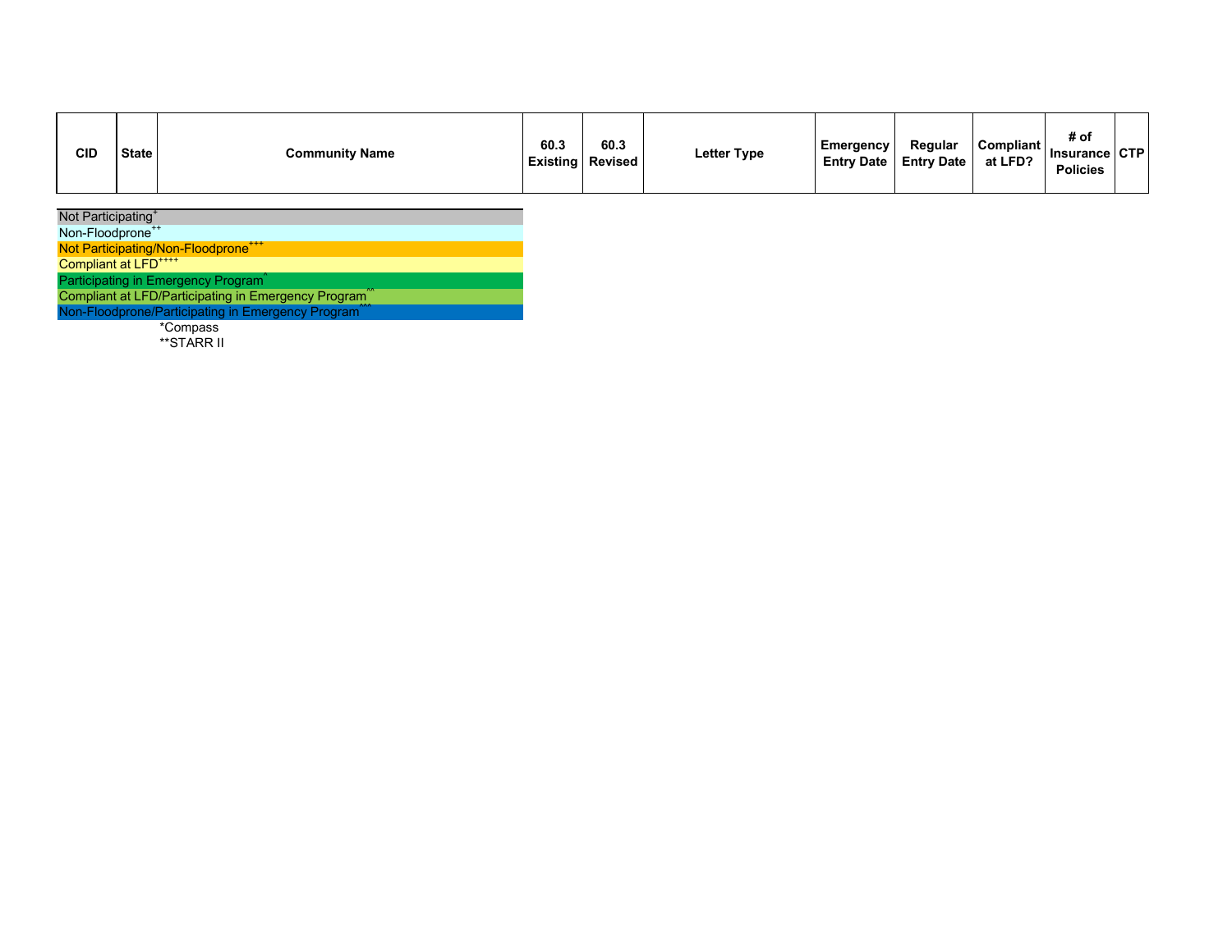| CID | State | Community Name | 60.3 Existing | 60.3 Revised | Letter Type | Emergency Entry Date | Regular Entry Date | Compliant at LFD? | # of Insurance Policies | CTP |
|---|---|---|---|---|---|---|---|---|---|---|

Not Participating+

Non-Floodprone++

Not Participating/Non-Floodprone+++

Compliant at LFD++++

Participating in Emergency Program^

Compliant at LFD/Participating in Emergency Program^^

Non-Floodprone/Participating in Emergency Program^^^

*Compass

**STARR II